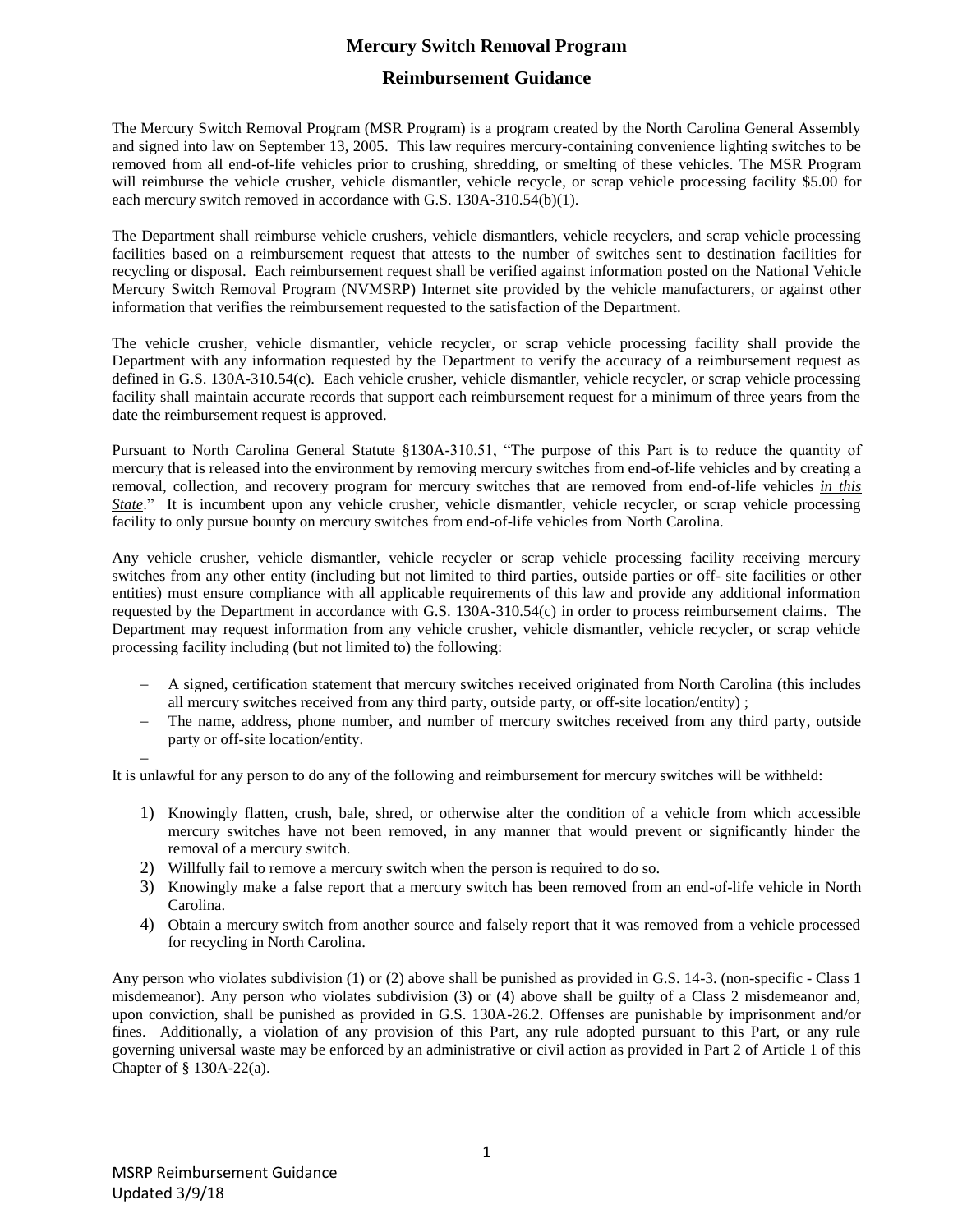# Mercury Switch Removal Program

## Reimbursement Guidance

The Mercury Switch Removal Program (MSR Program) is a program created by the North Carolina General Assembly and signed into law on September 13, 2005. This law requires mercury-containing convenience lighting switches to be removed from all end-of-life vehicles prior to crushing, shredding, or smelting of these vehicles. The MSR Program will reimburse the vehicle crusher, vehicle dismantler, vehicle recycle, or scrap vehicle processing facility $5.00 for each mercury switch removed in accordance with G.S. 130A-310.54(b)(1).

The Department shall reimburse vehicle crushers, vehicle dismantlers, vehicle recyclers, and scrap vehicle processing facilities based on a reimbursement request that attests to the number of switches sent to destination facilities for recycling or disposal. Each reimbursement request shall be verified against information posted on the National Vehicle Mercury Switch Removal Program (NVMSRP) Internet site provided by the vehicle manufacturers, or against other information that verifies the reimbursement requested to the satisfaction of the Department.

The vehicle crusher, vehicle dismantler, vehicle recycler, or scrap vehicle processing facility shall provide the Department with any information requested by the Department to verify the accuracy of a reimbursement request as defined in G.S. 130A-310.54(c). Each vehicle crusher, vehicle dismantler, vehicle recycler, or scrap vehicle processing facility shall maintain accurate records that support each reimbursement request for a minimum of three years from the date the reimbursement request is approved.

Pursuant to North Carolina General Statute §130A-310.51, "The purpose of this Part is to reduce the quantity of mercury that is released into the environment by removing mercury switches from end-of-life vehicles and by creating a removal, collection, and recovery program for mercury switches that are removed from end-of-life vehicles *in this State*." It is incumbent upon any vehicle crusher, vehicle dismantler, vehicle recycler, or scrap vehicle processing facility to only pursue bounty on mercury switches from end-of-life vehicles from North Carolina.

Any vehicle crusher, vehicle dismantler, vehicle recycler or scrap vehicle processing facility receiving mercury switches from any other entity (including but not limited to third parties, outside parties or off- site facilities or other entities) must ensure compliance with all applicable requirements of this law and provide any additional information requested by the Department in accordance with G.S. 130A-310.54(c) in order to process reimbursement claims. The Department may request information from any vehicle crusher, vehicle dismantler, vehicle recycler, or scrap vehicle processing facility including (but not limited to) the following:

- A signed, certification statement that mercury switches received originated from North Carolina (this includes all mercury switches received from any third party, outside party, or off-site location/entity) ;
- The name, address, phone number, and number of mercury switches received from any third party, outside party or off-site location/entity.
- 

It is unlawful for any person to do any of the following and reimbursement for mercury switches will be withheld:

1) Knowingly flatten, crush, bale, shred, or otherwise alter the condition of a vehicle from which accessible mercury switches have not been removed, in any manner that would prevent or significantly hinder the removal of a mercury switch.
2) Willfully fail to remove a mercury switch when the person is required to do so.
3) Knowingly make a false report that a mercury switch has been removed from an end-of-life vehicle in North Carolina.
4) Obtain a mercury switch from another source and falsely report that it was removed from a vehicle processed for recycling in North Carolina.

Any person who violates subdivision (1) or (2) above shall be punished as provided in G.S. 14-3. (non-specific - Class 1 misdemeanor). Any person who violates subdivision (3) or (4) above shall be guilty of a Class 2 misdemeanor and, upon conviction, shall be punished as provided in G.S. 130A-26.2. Offenses are punishable by imprisonment and/or fines. Additionally, a violation of any provision of this Part, any rule adopted pursuant to this Part, or any rule governing universal waste may be enforced by an administrative or civil action as provided in Part 2 of Article 1 of this Chapter of § 130A-22(a).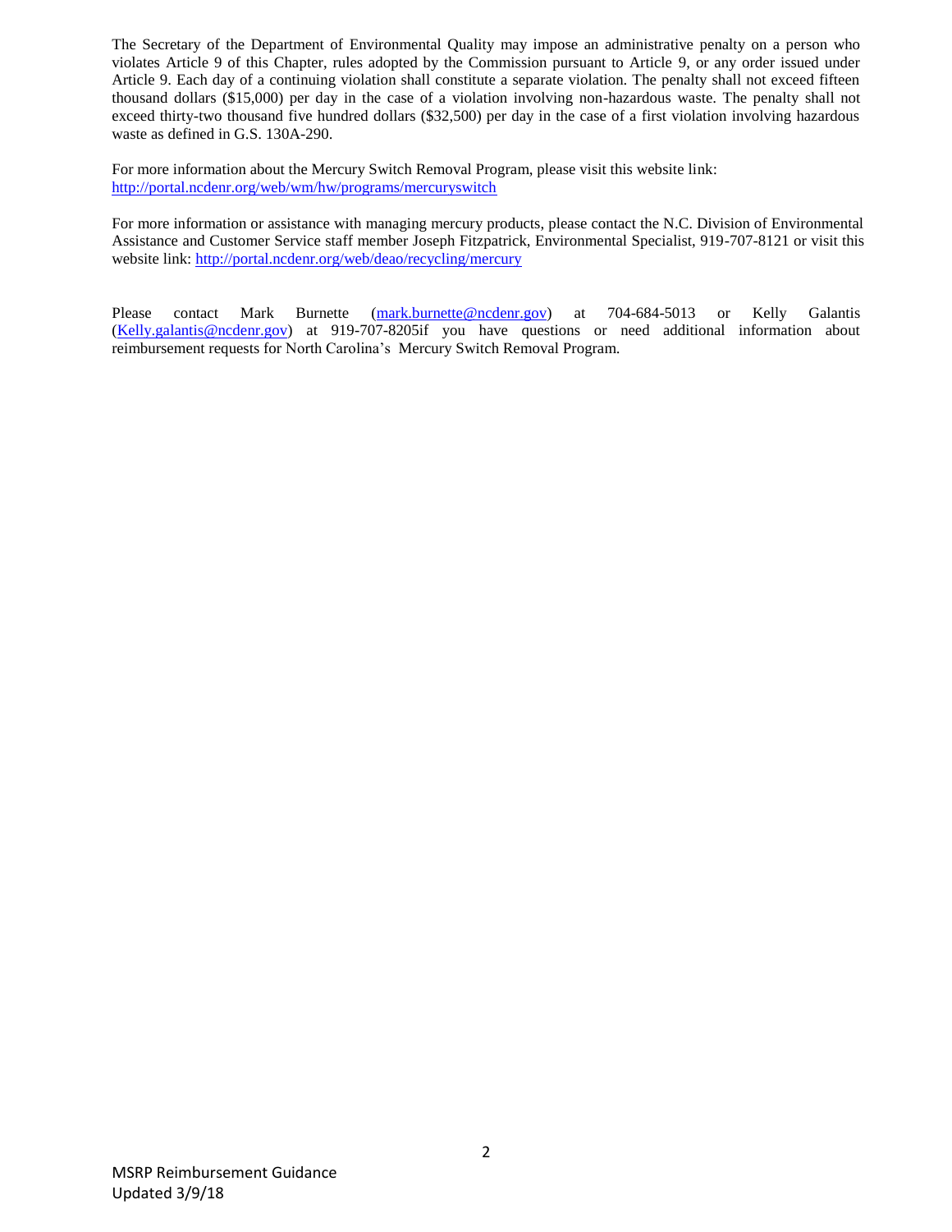The Secretary of the Department of Environmental Quality may impose an administrative penalty on a person who violates Article 9 of this Chapter, rules adopted by the Commission pursuant to Article 9, or any order issued under Article 9. Each day of a continuing violation shall constitute a separate violation. The penalty shall not exceed fifteen thousand dollars ($15,000) per day in the case of a violation involving non-hazardous waste. The penalty shall not exceed thirty-two thousand five hundred dollars ($32,500) per day in the case of a first violation involving hazardous waste as defined in G.S. 130A-290.

For more information about the Mercury Switch Removal Program, please visit this website link: http://portal.ncdenr.org/web/wm/hw/programs/mercuryswitch

For more information or assistance with managing mercury products, please contact the N.C. Division of Environmental Assistance and Customer Service staff member Joseph Fitzpatrick, Environmental Specialist, 919-707-8121 or visit this website link: http://portal.ncdenr.org/web/deao/recycling/mercury

Please contact Mark Burnette (mark.burnette@ncdenr.gov) at 704-684-5013 or Kelly Galantis (Kelly.galantis@ncdenr.gov) at 919-707-8205if you have questions or need additional information about reimbursement requests for North Carolina's Mercury Switch Removal Program.